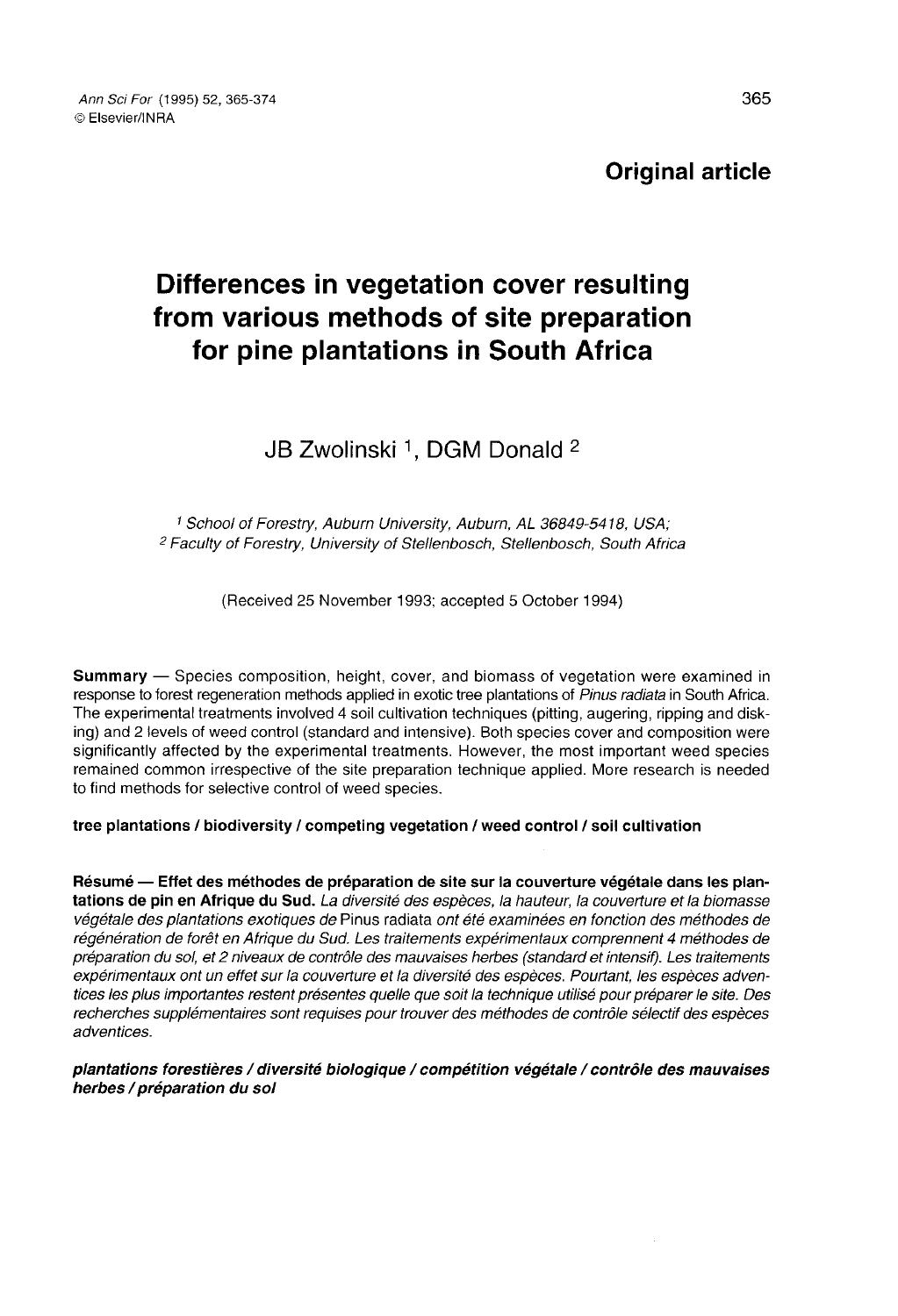**Original article**

# Differences in vegetation cover resulting from various methods of site preparation for pine plantations in South Africa

JB Zwolinski [1], DGM Donald [2]

[1] *School of Forestry, Auburn University, Auburn, AL 36849-5418, USA;*
[2] *Faculty of Forestry, University of Stellenbosch, Stellenbosch, South Africa*

(Received 25 November 1993; accepted 5 October 1994)

**Summary** — Species composition, height, cover, and biomass of vegetation were examined in response to forest regeneration methods applied in exotic tree plantations of *Pinus radiata* in South Africa. The experimental treatments involved 4 soil cultivation techniques (pitting, augering, ripping and disking) and 2 levels of weed control (standard and intensive). Both species cover and composition were significantly affected by the experimental treatments. However, the most important weed species remained common irrespective of the site preparation technique applied. More research is needed to find methods for selective control of weed species.

**tree plantations / biodiversity / competing vegetation / weed control / soil cultivation**

**Résumé — Effet des méthodes de préparation de site sur la couverture végétale dans les plantations de pin en Afrique du Sud.** *La diversité des espèces, la hauteur, la couverture et la biomasse végétale des plantations exotiques de* Pinus radiata *ont été examinées en fonction des méthodes de régénération de forêt en Afrique du Sud. Les traitements expérimentaux comprennent 4 méthodes de préparation du sol, et 2 niveaux de contrôle des mauvaises herbes (standard et intensif). Les traitements expérimentaux ont un effet sur la couverture et la diversité des espèces. Pourtant, les espèces adventices les plus importantes restent présentes quelle que soit la technique utilisé pour préparer le site. Des recherches supplémentaires sont requises pour trouver des méthodes de contrôle sélectif des espèces adventices.*

***plantations forestières / diversité biologique / compétition végétale / contrôle des mauvaises herbes / préparation du sol***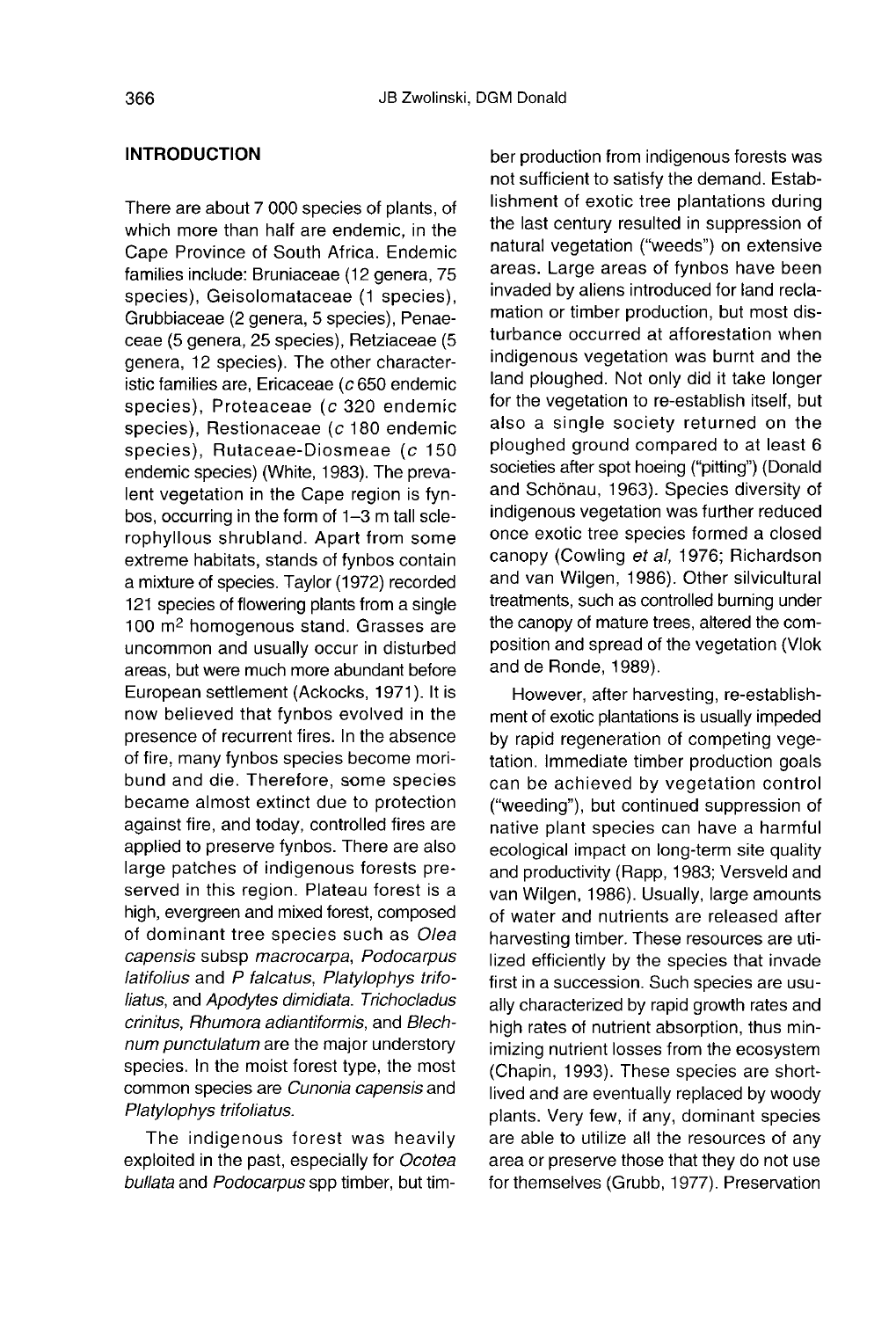## INTRODUCTION

There are about 7 000 species of plants, of which more than half are endemic, in the Cape Province of South Africa. Endemic families include: Bruniaceae (12 genera, 75 species), Geisolomataceae (1 species), Grubbiaceae (2 genera, 5 species), Penaeceae (5 genera, 25 species), Retziaceae (5 genera, 12 species). The other characteristic families are, Ericaceae (*c* 650 endemic species), Proteaceae (*c* 320 endemic species), Restionaceae (*c* 180 endemic species), Rutaceae-Diosmeae (*c* 150 endemic species) (White, 1983). The prevalent vegetation in the Cape region is fynbos, occurring in the form of 1–3 m tall sclerophyllous shrubland. Apart from some extreme habitats, stands of fynbos contain a mixture of species. Taylor (1972) recorded 121 species of flowering plants from a single 100 $m^2$ homogenous stand. Grasses are uncommon and usually occur in disturbed areas, but were much more abundant before European settlement (Ackocks, 1971). It is now believed that fynbos evolved in the presence of recurrent fires. In the absence of fire, many fynbos species become moribund and die. Therefore, some species became almost extinct due to protection against fire, and today, controlled fires are applied to preserve fynbos. There are also large patches of indigenous forests preserved in this region. Plateau forest is a high, evergreen and mixed forest, composed of dominant tree species such as *Olea capensis* subsp *macrocarpa*, *Podocarpus latifolius* and *P falcatus*, *Platylophys trifoliatus*, and *Apodytes dimidiata*. *Trichocladus crinitus*, *Rhumora adiantiformis*, and *Blechnum punctulatum* are the major understory species. In the moist forest type, the most common species are *Cunonia capensis* and *Platylophys trifoliatus*.

The indigenous forest was heavily exploited in the past, especially for *Ocotea bullata* and *Podocarpus* spp timber, but timber production from indigenous forests was not sufficient to satisfy the demand. Establishment of exotic tree plantations during the last century resulted in suppression of natural vegetation ("weeds") on extensive areas. Large areas of fynbos have been invaded by aliens introduced for land reclamation or timber production, but most disturbance occurred at afforestation when indigenous vegetation was burnt and the land ploughed. Not only did it take longer for the vegetation to re-establish itself, but also a single society returned on the ploughed ground compared to at least 6 societies after spot hoeing ("pitting") (Donald and Schönau, 1963). Species diversity of indigenous vegetation was further reduced once exotic tree species formed a closed canopy (Cowling *et al*, 1976; Richardson and van Wilgen, 1986). Other silvicultural treatments, such as controlled burning under the canopy of mature trees, altered the composition and spread of the vegetation (Vlok and de Ronde, 1989).

However, after harvesting, re-establishment of exotic plantations is usually impeded by rapid regeneration of competing vegetation. Immediate timber production goals can be achieved by vegetation control ("weeding"), but continued suppression of native plant species can have a harmful ecological impact on long-term site quality and productivity (Rapp, 1983; Versveld and van Wilgen, 1986). Usually, large amounts of water and nutrients are released after harvesting timber. These resources are utilized efficiently by the species that invade first in a succession. Such species are usually characterized by rapid growth rates and high rates of nutrient absorption, thus minimizing nutrient losses from the ecosystem (Chapin, 1993). These species are short-lived and are eventually replaced by woody plants. Very few, if any, dominant species are able to utilize all the resources of any area or preserve those that they do not use for themselves (Grubb, 1977). Preservation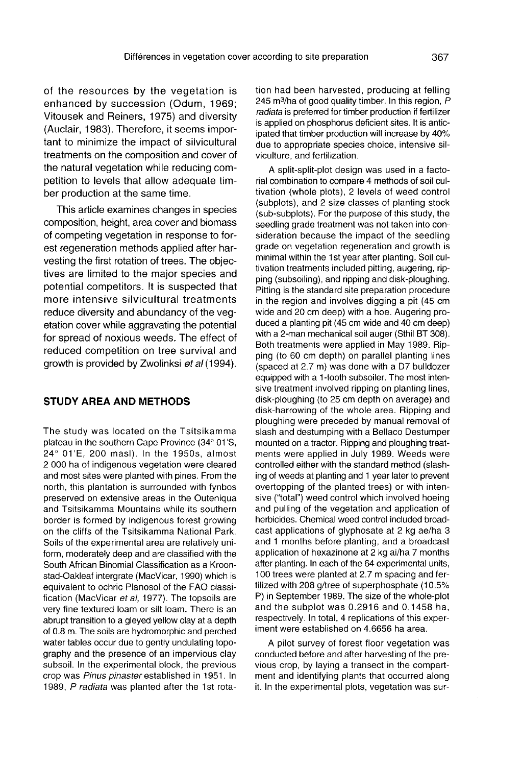of the resources by the vegetation is enhanced by succession (Odum, 1969; Vitousek and Reiners, 1975) and diversity (Auclair, 1983). Therefore, it seems important to minimize the impact of silvicultural treatments on the composition and cover of the natural vegetation while reducing competition to levels that allow adequate timber production at the same time.

This article examines changes in species composition, height, area cover and biomass of competing vegetation in response to forest regeneration methods applied after harvesting the first rotation of trees. The objectives are limited to the major species and potential competitors. It is suspected that more intensive silvicultural treatments reduce diversity and abundancy of the vegetation cover while aggravating the potential for spread of noxious weeds. The effect of reduced competition on tree survival and growth is provided by Zwolinksi *et al* (1994).

## STUDY AREA AND METHODS

The study was located on the Tsitsikamma plateau in the southern Cape Province (34° 01'S, 24° 01'E, 200 masl). In the 1950s, almost 2 000 ha of indigenous vegetation were cleared and most sites were planted with pines. From the north, this plantation is surrounded with fynbos preserved on extensive areas in the Outeniqua and Tsitsikamma Mountains while its southern border is formed by indigenous forest growing on the cliffs of the Tsitsikamma National Park. Soils of the experimental area are relatively uniform, moderately deep and are classified with the South African Binomial Classification as a Kroonstad-Oakleaf intergrate (MacVicar, 1990) which is equivalent to ochric Planosol of the FAO classification (MacVicar *et al*, 1977). The topsoils are very fine textured loam or silt loam. There is an abrupt transition to a gleyed yellow clay at a depth of 0.8 m. The soils are hydromorphic and perched water tables occur due to gently undulating topography and the presence of an impervious clay subsoil. In the experimental block, the previous crop was *Pinus pinaster* established in 1951. In 1989, *P radiata* was planted after the 1st rotation had been harvested, producing at felling 245 $m^3$/ha of good quality timber. In this region, *P radiata* is preferred for timber production if fertilizer is applied on phosphorus deficient sites. It is anticipated that timber production will increase by 40% due to appropriate species choice, intensive silviculture, and fertilization.

A split-split-plot design was used in a factorial combination to compare 4 methods of soil cultivation (whole plots), 2 levels of weed control (subplots), and 2 size classes of planting stock (sub-subplots). For the purpose of this study, the seedling grade treatment was not taken into consideration because the impact of the seedling grade on vegetation regeneration and growth is minimal within the 1st year after planting. Soil cultivation treatments included pitting, augering, ripping (subsoiling), and ripping and disk-ploughing. Pitting is the standard site preparation procedure in the region and involves digging a pit (45 cm wide and 20 cm deep) with a hoe. Augering produced a planting pit (45 cm wide and 40 cm deep) with a 2-man mechanical soil auger (Sthil BT 308). Both treatments were applied in May 1989. Ripping (to 60 cm depth) on parallel planting lines (spaced at 2.7 m) was done with a D7 bulldozer equipped with a 1-tooth subsoiler. The most intensive treatment involved ripping on planting lines, disk-ploughing (to 25 cm depth on average) and disk-harrowing of the whole area. Ripping and ploughing were preceded by manual removal of slash and destumping with a Bellaco Destumper mounted on a tractor. Ripping and ploughing treatments were applied in July 1989. Weeds were controlled either with the standard method (slashing of weeds at planting and 1 year later to prevent overtopping of the planted trees) or with intensive ("total") weed control which involved hoeing and pulling of the vegetation and application of herbicides. Chemical weed control included broadcast applications of glyphosate at 2 kg ae/ha 3 and 1 months before planting, and a broadcast application of hexazinone at 2 kg ai/ha 7 months after planting. In each of the 64 experimental units, 100 trees were planted at 2.7 m spacing and fertilized with 208 g/tree of superphosphate (10.5% P) in September 1989. The size of the whole-plot and the subplot was 0.2916 and 0.1458 ha, respectively. In total, 4 replications of this experiment were established on 4.6656 ha area.

A pilot survey of forest floor vegetation was conducted before and after harvesting of the previous crop, by laying a transect in the compartment and identifying plants that occurred along it. In the experimental plots, vegetation was sur-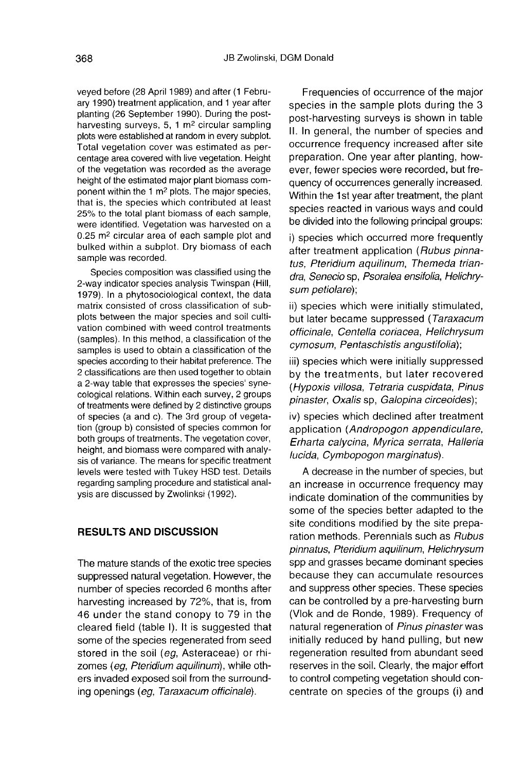veyed before (28 April 1989) and after (1 February 1990) treatment application, and 1 year after planting (26 September 1990). During the post-harvesting surveys, 5, 1 m$^2$ circular sampling plots were established at random in every subplot. Total vegetation cover was estimated as percentage area covered with live vegetation. Height of the vegetation was recorded as the average height of the estimated major plant biomass component within the 1 m$^2$ plots. The major species, that is, the species which contributed at least 25% to the total plant biomass of each sample, were identified. Vegetation was harvested on a 0.25 m$^2$ circular area of each sample plot and bulked within a subplot. Dry biomass of each sample was recorded.

Species composition was classified using the 2-way indicator species analysis Twinspan (Hill, 1979). In a phytosociological context, the data matrix consisted of cross classification of subplots between the major species and soil cultivation combined with weed control treatments (samples). In this method, a classification of the samples is used to obtain a classification of the species according to their habitat preference. The 2 classifications are then used together to obtain a 2-way table that expresses the species' synecological relations. Within each survey, 2 groups of treatments were defined by 2 distinctive groups of species (a and c). The 3rd group of vegetation (group b) consisted of species common for both groups of treatments. The vegetation cover, height, and biomass were compared with analysis of variance. The means for specific treatment levels were tested with Tukey HSD test. Details regarding sampling procedure and statistical analysis are discussed by Zwolinksi (1992).

## RESULTS AND DISCUSSION

The mature stands of the exotic tree species suppressed natural vegetation. However, the number of species recorded 6 months after harvesting increased by 72%, that is, from 46 under the stand conopy to 79 in the cleared field (table I). It is suggested that some of the species regenerated from seed stored in the soil (*eg*, Asteraceae) or rhizomes (*eg*, *Pteridium aquilinum*), while others invaded exposed soil from the surrounding openings (*eg*, *Taraxacum officinale*).

Frequencies of occurrence of the major species in the sample plots during the 3 post-harvesting surveys is shown in table II. In general, the number of species and occurrence frequency increased after site preparation. One year after planting, however, fewer species were recorded, but frequency of occurrences generally increased. Within the 1st year after treatment, the plant species reacted in various ways and could be divided into the following principal groups:

i) species which occurred more frequently after treatment application (*Rubus pinnatus*, *Pteridium aquilinum*, *Themeda triandra*, *Senecio* sp, *Psoralea ensifolia*, *Helichrysum petiolare*);

ii) species which were initially stimulated, but later became suppressed (*Taraxacum officinale*, *Centella coriacea*, *Helichrysum cymosum*, *Pentaschistis angustifolia*);

iii) species which were initially suppressed by the treatments, but later recovered (*Hypoxis villosa*, *Tetraria cuspidata*, *Pinus pinaster*, *Oxalis* sp, *Galopina circeoides*);

iv) species which declined after treatment application (*Andropogon appendiculare*, *Erharta calycina*, *Myrica serrata*, *Halleria lucida*, *Cymbopogon marginatus*).

A decrease in the number of species, but an increase in occurrence frequency may indicate domination of the communities by some of the species better adapted to the site conditions modified by the site preparation methods. Perennials such as *Rubus pinnatus*, *Pteridium aquilinum*, *Helichrysum* spp and grasses became dominant species because they can accumulate resources and suppress other species. These species can be controlled by a pre-harvesting burn (Vlok and de Ronde, 1989). Frequency of natural regeneration of *Pinus pinaster* was initially reduced by hand pulling, but new regeneration resulted from abundant seed reserves in the soil. Clearly, the major effort to control competing vegetation should concentrate on species of the groups (i) and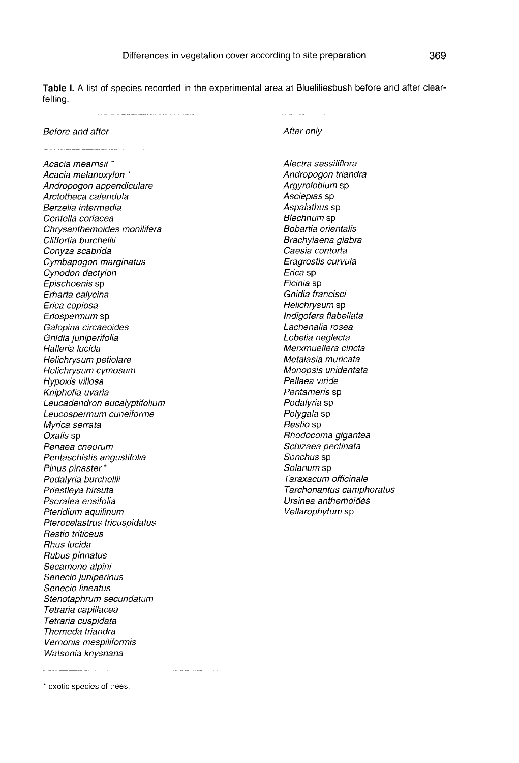**Table I.** A list of species recorded in the experimental area at Blueliliesbush before and after clear-felling.

| *Before and after* | *After only* |
| --- | --- |
| *Acacia mearnsii* * | *Alectra sessiliflora* |
| *Acacia melanoxylon* * | *Andropogon triandra* |
| *Andropogon appendiculare* | *Argyrolobium* sp |
| *Arctotheca calendula* | *Asclepias* sp |
| *Berzelia intermedia* | *Aspalathus* sp |
| *Centella coriacea* | *Blechnum* sp |
| *Chrysanthemoides monilifera* | *Bobartia orientalis* |
| *Cliffortia burchellii* | *Brachylaena glabra* |
| *Conyza scabrida* | *Caesia contorta* |
| *Cymbapogon marginatus* | *Eragrostis curvula* |
| *Cynodon dactylon* | *Erica* sp |
| *Epischoenis* sp | *Ficinia* sp |
| *Erharta calycina* | *Gnidia francisci* |
| *Erica copiosa* | *Helichrysum* sp |
| *Eriospermum* sp | *Indigofera flabellata* |
| *Galopina circaeoides* | *Lachenalia rosea* |
| *Gnidia juniperifolia* | *Lobelia neglecta* |
| *Halleria lucida* | *Merxmuellera cincta* |
| *Helichrysum petiolare* | *Metalasia muricata* |
| *Helichrysum cymosum* | *Monopsis unidentata* |
| *Hypoxis villosa* | *Pellaea viride* |
| *Kniphofia uvaria* | *Pentameris* sp |
| *Leucadendron eucalyptifolium* | *Podalyria* sp |
| *Leucospermum cuneiforme* | *Polygala* sp |
| *Myrica serrata* | *Restio* sp |
| *Oxalis* sp | *Rhodocoma gigantea* |
| *Penaea cneorum* | *Schizaea pectinata* |
| *Pentaschistis angustifolia* | *Sonchus* sp |
| *Pinus pinaster* * | *Solanum* sp |
| *Podalyria burchellii* | *Taraxacum officinale* |
| *Priestleya hirsuta* | *Tarchonantus camphoratus* |
| *Psoralea ensifolia* | *Ursinea anthemoides* |
| *Pteridium aquilinum* | *Vellarophytum* sp |
| *Pterocelastrus tricuspidatus* | |
| *Restio triticeus* | |
| *Rhus lucida* | |
| *Rubus pinnatus* | |
| *Secamone alpini* | |
| *Senecio juniperinus* | |
| *Senecio lineatus* | |
| *Stenotaphrum secundatum* | |
| *Tetraria capillacea* | |
| *Tetraria cuspidata* | |
| *Themeda triandra* | |
| *Vernonia mespiliformis* | |
| *Watsonia knysnana* | |

* exotic species of trees.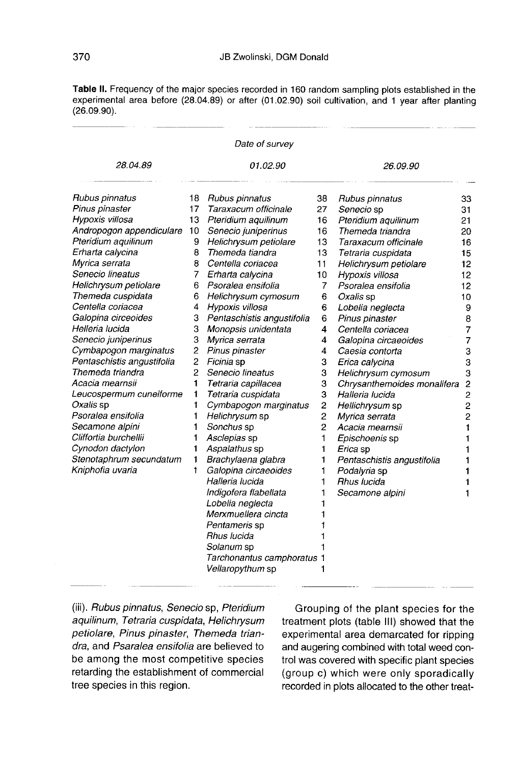**Table II.** Frequency of the major species recorded in 160 random sampling plots established in the experimental area before (28.04.89) or after (01.02.90) soil cultivation, and 1 year after planting (26.09.90).

| Date of survey | | | | | |
|---|---|---|---|---|---|
| *28.04.89* | | *01.02.90* | | *26.09.90* | |
| *Rubus pinnatus* | 18 | *Rubus pinnatus* | 38 | *Rubus pinnatus* | 33 |
| *Pinus pinaster* | 17 | *Taraxacum officinale* | 27 | *Senecio* sp | 31 |
| *Hypoxis villosa* | 13 | *Pteridium aquilinum* | 16 | *Pteridium aquilinum* | 21 |
| *Andropogon appendiculare* | 10 | *Senecio juniperinus* | 16 | *Themeda triandra* | 20 |
| *Pteridium aquilinum* | 9 | *Helichrysum petiolare* | 13 | *Taraxacum officinale* | 16 |
| *Erharta calycina* | 8 | *Themeda tiandra* | 13 | *Tetraria cuspidata* | 15 |
| *Myrica serrata* | 8 | *Centella coriacea* | 11 | *Helichrysum petiolare* | 12 |
| *Senecio lineatus* | 7 | *Erharta calycina* | 10 | *Hypoxis villosa* | 12 |
| *Helichrysum petiolare* | 6 | *Psoralea ensifolia* | 7 | *Psoralea ensifolia* | 12 |
| *Themeda cuspidata* | 6 | *Helichrysum cymosum* | 6 | *Oxalis* sp | 10 |
| *Centella coriacea* | 4 | *Hypoxis villosa* | 6 | *Lobelia neglecta* | 9 |
| *Galopina circeoides* | 3 | *Pentaschistis angustifolia* | 6 | *Pinus pinaster* | 8 |
| *Helleria lucida* | 3 | *Monopsis unidentata* | 4 | *Centella coriacea* | 7 |
| *Senecio juniperinus* | 3 | *Myrica serrata* | 4 | *Galopina circaeoides* | 7 |
| *Cymbapogon marginatus* | 2 | *Pinus pinaster* | 4 | *Caesia contorta* | 3 |
| *Pentaschistis angustifolia* | 2 | *Ficinia* sp | 3 | *Erica calycina* | 3 |
| *Themeda triandra* | 2 | *Senecio lineatus* | 3 | *Helichrysum cymosum* | 3 |
| *Acacia mearnsii* | 1 | *Tetraria capillacea* | 3 | *Chrysanthemoides monalifera* | 2 |
| *Leucospermum cuneiforme* | 1 | *Tetraria cuspidata* | 3 | *Halleria lucida* | 2 |
| *Oxalis* sp | 1 | *Cymbapogon marginatus* | 2 | *Hellichrysum* sp | 2 |
| *Psoralea ensifolia* | 1 | *Helichrysum* sp | 2 | *Myrica serrata* | 2 |
| *Secamone alpini* | 1 | *Sonchus* sp | 2 | *Acacia mearnsii* | 1 |
| *Cliffortia burchellii* | 1 | *Asclepias* sp | 1 | *Epischoenis* sp | 1 |
| *Cynodon dactylon* | 1 | *Aspalathus* sp | 1 | *Erica* sp | 1 |
| *Stenotaphrum secundatum* | 1 | *Brachylaena glabra* | 1 | *Pentaschistis angustifolia* | 1 |
| *Kniphofia uvaria* | 1 | *Galopina circaeoides* | 1 | *Podalyria* sp | 1 |
| | | *Halleria lucida* | 1 | *Rhus lucida* | 1 |
| | | *Indigofera flabellata* | 1 | *Secamone alpini* | 1 |
| | | *Lobelia neglecta* | 1 | | |
| | | *Merxmuellera cincta* | 1 | | |
| | | *Pentameris* sp | 1 | | |
| | | *Rhus lucida* | 1 | | |
| | | *Solanum* sp | 1 | | |
| | | *Tarchonantus camphoratus* | 1 | | |
| | | *Vellaropythum* sp | 1 | | |

(iii). *Rubus pinnatus*, *Senecio* sp, *Pteridium aquilinum*, *Tetraria cuspidata*, *Helichrysum petiolare*, *Pinus pinaster*, *Themeda triandra*, and *Psaralea ensifolia* are believed to be among the most competitive species retarding the establishment of commercial tree species in this region.

Grouping of the plant species for the treatment plots (table III) showed that the experimental area demarcated for ripping and augering combined with total weed control was covered with specific plant species (group c) which were only sporadically recorded in plots allocated to the other treat-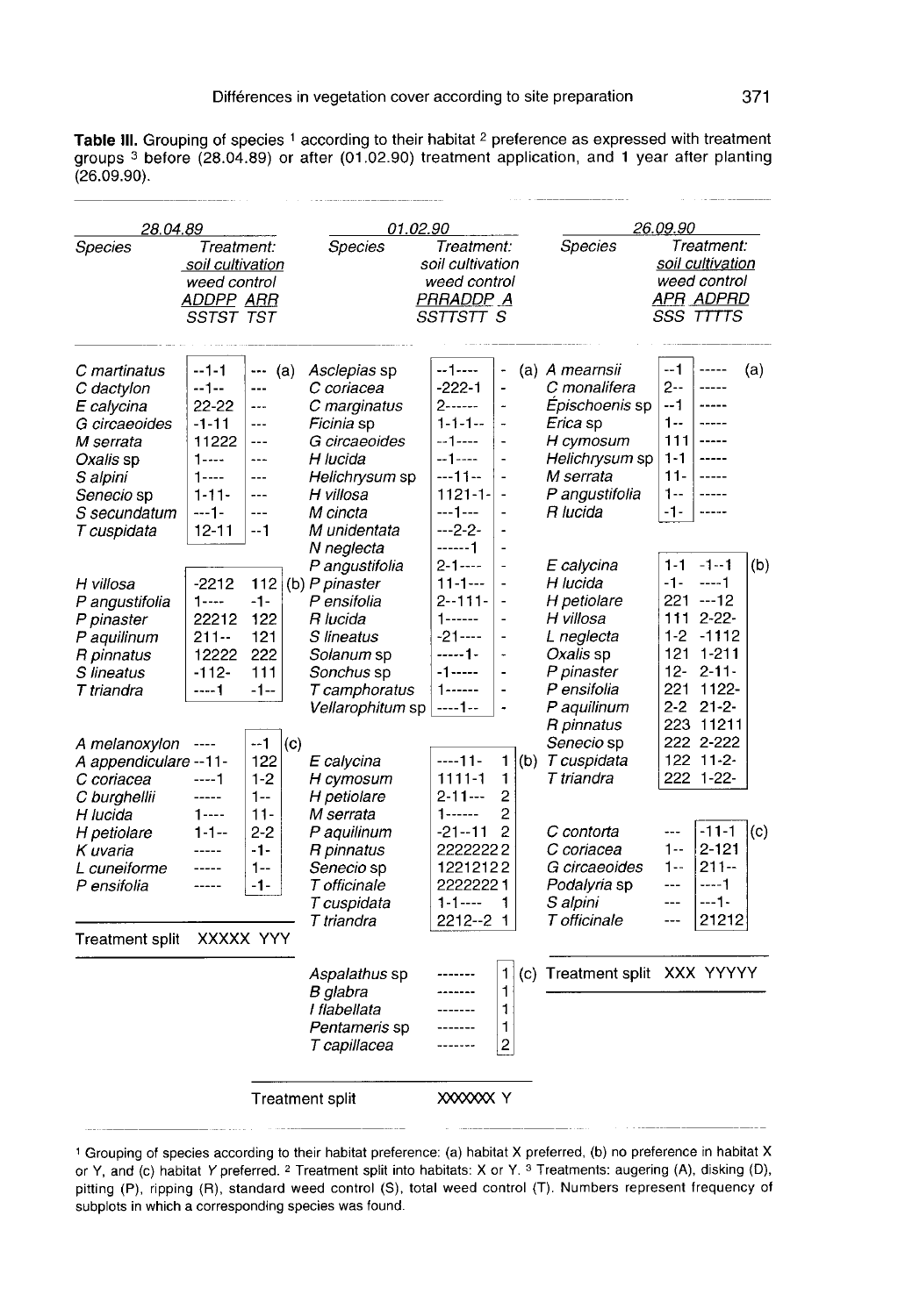**Table III.** Grouping of species [1] according to their habitat [2] preference as expressed with treatment groups [3] before (28.04.89) or after (01.02.90) treatment application, and 1 year after planting (26.09.90).

**28.04.89**

Treatment: soil cultivation ADDPP | ARR; weed control SSTST | TST

| Species | ADDPP SSTST | ARR TST | Group |
|---|---|---|---|
| *C martinatus* | --1-1 | --- | (a) |
| *C dactylon* | --1-- | --- | (a) |
| *E calycina* | 22-22 | --- | (a) |
| *G circaeoides* | -1-11 | --- | (a) |
| *M serrata* | 11222 | --- | (a) |
| *Oxalis* sp | 1---- | --- | (a) |
| *S alpini* | 1---- | --- | (a) |
| *Senecio* sp | 1-11- | --- | (a) |
| *S secundatum* | ---1- | --- | (a) |
| *T cuspidata* | 12-11 | --1 | (a) |
| *H villosa* | -2212 | 112 | (b) |
| *P angustifolia* | 1---- | -1- | (b) |
| *P pinaster* | 22212 | 122 | (b) |
| *P aquilinum* | 211-- | 121 | (b) |
| *R pinnatus* | 12222 | 222 | (b) |
| *S lineatus* | -112- | 111 | (b) |
| *T triandra* | ----1 | -1-- | (b) |
| *A melanoxylon* | ---- | --1 | (c) |
| *A appendiculare* | --11- | 122 | (c) |
| *C coriacea* | ----1 | 1-2 | (c) |
| *C burghellii* | ----- | 1-- | (c) |
| *H lucida* | 1---- | 11- | (c) |
| *H petiolare* | 1-1-- | 2-2 | (c) |
| *K uvaria* | ----- | -1- | (c) |
| *L cuneiforme* | ----- | 1-- | (c) |
| *P ensifolia* | ----- | -1- | (c) |
| Treatment split | XXXXX | YYY | |

**01.02.90**

Treatment: soil cultivation PRRADDP | A; weed control SSTTSTT | S

| Species | PRRADDP SSTTSTT | A S | Group |
|---|---|---|---|
| *Asclepias* sp | --1---- | - | (a) |
| *C coriacea* | -222-1 | - | (a) |
| *C marginatus* | 2------ | - | (a) |
| *Ficinia* sp | 1-1-1-- | - | (a) |
| *G circaeoides* | --1---- | - | (a) |
| *H lucida* | --1---- | - | (a) |
| *Helichrysum* sp | ---11-- | - | (a) |
| *H villosa* | 1121-1- | - | (a) |
| *M cincta* | ---1--- | - | (a) |
| *M unidentata* | ---2-2- | - | (a) |
| *N neglecta* | ------1 | - | (a) |
| *P angustifolia* | 2-1---- | - | (a) |
| *P pinaster* | 11-1--- | - | (a) |
| *P ensifolia* | 2--111- | - | (a) |
| *R lucida* | 1------ | - | (a) |
| *S lineatus* | -21---- | - | (a) |
| *Solanum* sp | -----1- | - | (a) |
| *Sonchus* sp | -1----- | - | (a) |
| *T camphoratus* | 1------ | - | (a) |
| *Vellarophitum* sp | ----1-- | - | (a) |
| *E calycina* | ----11- | 1 | (b) |
| *H cymosum* | 1111-1 | 1 | (b) |
| *H petiolare* | 2-11--- | 2 | (b) |
| *M serrata* | 1------ | 2 | (b) |
| *P aquilinum* | -21--11 | 2 | (b) |
| *R pinnatus* | 2222222 | 2 | (b) |
| *Senecio* sp | 1221212 | 2 | (b) |
| *T officinale* | 2222222 | 1 | (b) |
| *T cuspidata* | 1-1---- | 1 | (b) |
| *T triandra* | 2212--2 | 1 | (b) |
| *Aspalathus* sp | ------- | 1 | (c) |
| *B glabra* | ------- | 1 | (c) |
| *I flabellata* | ------- | 1 | (c) |
| *Pentameris* sp | ------- | 1 | (c) |
| *T capillacea* | ------- | 2 | (c) |
| Treatment split | XXXXXXX | Y | |

**26.09.90**

Treatment: soil cultivation APR | ADPRD; weed control SSS | TTTTS

| Species | APR SSS | ADPRD TTTTS | Group |
|---|---|---|---|
| *A mearnsii* | --1 | ----- | (a) |
| *C monalifera* | 2-- | ----- | (a) |
| *Epischoenis* sp | --1 | ----- | (a) |
| *Erica* sp | 1-- | ----- | (a) |
| *H cymosum* | 111 | ----- | (a) |
| *Helichrysum* sp | 1-1 | ----- | (a) |
| *M serrata* | 11- | ----- | (a) |
| *P angustifolia* | 1-- | ----- | (a) |
| *R lucida* | -1- | ----- | (a) |
| *E calycina* | 1-1 | -1--1 | (b) |
| *H lucida* | -1- | ----1 | (b) |
| *H petiolare* | 221 | ---12 | (b) |
| *H villosa* | 111 | 2-22- | (b) |
| *L neglecta* | 1-2 | -1112 | (b) |
| *Oxalis* sp | 121 | 1-211 | (b) |
| *P pinaster* | 12- | 2-11- | (b) |
| *P ensifolia* | 221 | 1122- | (b) |
| *P aquilinum* | 2-2 | 21-2- | (b) |
| *R pinnatus* | 223 | 11211 | (b) |
| *Senecio* sp | 222 | 2-222 | (b) |
| *T cuspidata* | 122 | 11-2- | (b) |
| *T triandra* | 222 | 1-22- | (b) |
| *C contorta* | --- | -11-1 | (c) |
| *C coriacea* | 1-- | 2-121 | (c) |
| *G circaeoides* | 1-- | 211-- | (c) |
| *Podalyria* sp | --- | ----1 | (c) |
| *S alpini* | --- | ---1- | (c) |
| *T officinale* | --- | 21212 | (c) |
| Treatment split | XXX | YYYYY | |

[1] Grouping of species according to their habitat preference: (a) habitat X preferred, (b) no preference in habitat X or Y, and (c) habitat Y preferred. [2] Treatment split into habitats: X or Y. [3] Treatments: augering (A), disking (D), pitting (P), ripping (R), standard weed control (S), total weed control (T). Numbers represent frequency of subplots in which a corresponding species was found.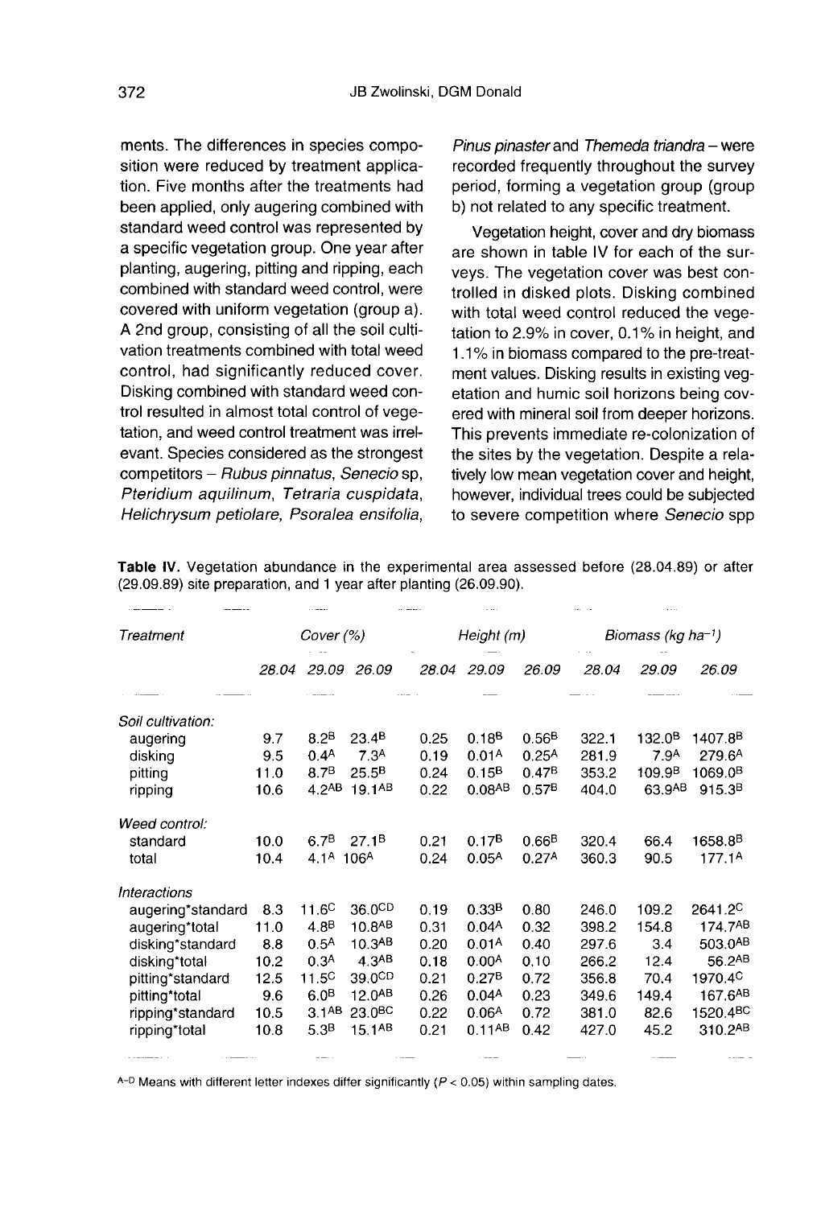ments. The differences in species composition were reduced by treatment application. Five months after the treatments had been applied, only augering combined with standard weed control was represented by a specific vegetation group. One year after planting, augering, pitting and ripping, each combined with standard weed control, were covered with uniform vegetation (group a). A 2nd group, consisting of all the soil cultivation treatments combined with total weed control, had significantly reduced cover. Disking combined with standard weed control resulted in almost total control of vegetation, and weed control treatment was irrelevant. Species considered as the strongest competitors – *Rubus pinnatus*, *Senecio* sp, *Pteridium aquilinum*, *Tetraria cuspidata*, *Helichrysum petiolare*, *Psoralea ensifolia*, *Pinus pinaster* and *Themeda triandra* – were recorded frequently throughout the survey period, forming a vegetation group (group b) not related to any specific treatment.

Vegetation height, cover and dry biomass are shown in table IV for each of the surveys. The vegetation cover was best controlled in disked plots. Disking combined with total weed control reduced the vegetation to 2.9% in cover, 0.1% in height, and 1.1% in biomass compared to the pre-treatment values. Disking results in existing vegetation and humic soil horizons being covered with mineral soil from deeper horizons. This prevents immediate re-colonization of the sites by the vegetation. Despite a relatively low mean vegetation cover and height, however, individual trees could be subjected to severe competition where *Senecio* spp

**Table IV.** Vegetation abundance in the experimental area assessed before (28.04.89) or after (29.09.89) site preparation, and 1 year after planting (26.09.90).

| Treatment | Cover (%) | | | Height (m) | | | Biomass (kg ha⁻¹) | | |
|---|---|---|---|---|---|---|---|---|---|
| | 28.04 | 29.09 | 26.09 | 28.04 | 29.09 | 26.09 | 28.04 | 29.09 | 26.09 |
| *Soil cultivation:* | | | | | | | | | |
| augering | 9.7 | 8.2^B | 23.4^B | 0.25 | 0.18^B | 0.56^B | 322.1 | 132.0^B | 1407.8^B |
| disking | 9.5 | 0.4^A | 7.3^A | 0.19 | 0.01^A | 0.25^A | 281.9 | 7.9^A | 279.6^A |
| pitting | 11.0 | 8.7^B | 25.5^B | 0.24 | 0.15^B | 0.47^B | 353.2 | 109.9^B | 1069.0^B |
| ripping | 10.6 | 4.2^AB | 19.1^AB | 0.22 | 0.08^AB | 0.57^B | 404.0 | 63.9^AB | 915.3^B |
| *Weed control:* | | | | | | | | | |
| standard | 10.0 | 6.7^B | 27.1^B | 0.21 | 0.17^B | 0.66^B | 320.4 | 66.4 | 1658.8^B |
| total | 10.4 | 4.1^A | 106^A | 0.24 | 0.05^A | 0.27^A | 360.3 | 90.5 | 177.1^A |
| *Interactions* | | | | | | | | | |
| augering*standard | 8.3 | 11.6^C | 36.0^CD | 0.19 | 0.33^B | 0.80 | 246.0 | 109.2 | 2641.2^C |
| augering*total | 11.0 | 4.8^B | 10.8^AB | 0.31 | 0.04^A | 0.32 | 398.2 | 154.8 | 174.7^AB |
| disking*standard | 8.8 | 0.5^A | 10.3^AB | 0.20 | 0.01^A | 0.40 | 297.6 | 3.4 | 503.0^AB |
| disking*total | 10.2 | 0.3^A | 4.3^AB | 0.18 | 0.00^A | 0.10 | 266.2 | 12.4 | 56.2^AB |
| pitting*standard | 12.5 | 11.5^C | 39.0^CD | 0.21 | 0.27^B | 0.72 | 356.8 | 70.4 | 1970.4^C |
| pitting*total | 9.6 | 6.0^B | 12.0^AB | 0.26 | 0.04^A | 0.23 | 349.6 | 149.4 | 167.6^AB |
| ripping*standard | 10.5 | 3.1^AB | 23.0^BC | 0.22 | 0.06^A | 0.72 | 381.0 | 82.6 | 1520.4^BC |
| ripping*total | 10.8 | 5.3^B | 15.1^AB | 0.21 | 0.11^AB | 0.42 | 427.0 | 45.2 | 310.2^AB |

^A–D^ Means with different letter indexes differ significantly ($P < 0.05$) within sampling dates.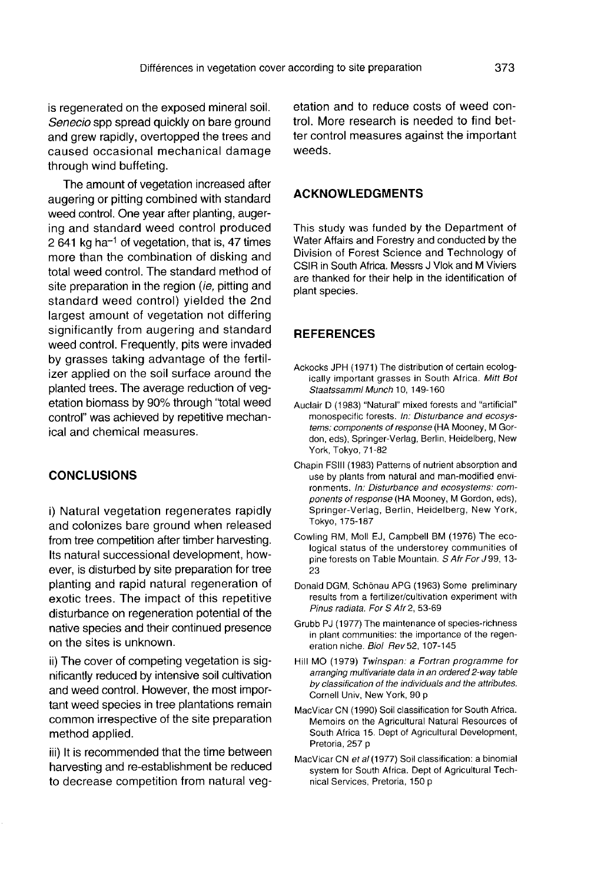is regenerated on the exposed mineral soil. *Senecio* spp spread quickly on bare ground and grew rapidly, overtopped the trees and caused occasional mechanical damage through wind buffeting.

The amount of vegetation increased after augering or pitting combined with standard weed control. One year after planting, augering and standard weed control produced 2 641 kg $ha^{-1}$ of vegetation, that is, 47 times more than the combination of disking and total weed control. The standard method of site preparation in the region (*ie,* pitting and standard weed control) yielded the 2nd largest amount of vegetation not differing significantly from augering and standard weed control. Frequently, pits were invaded by grasses taking advantage of the fertilizer applied on the soil surface around the planted trees. The average reduction of vegetation biomass by 90% through "total weed control" was achieved by repetitive mechanical and chemical measures.

## CONCLUSIONS

i) Natural vegetation regenerates rapidly and colonizes bare ground when released from tree competition after timber harvesting. Its natural successional development, however, is disturbed by site preparation for tree planting and rapid natural regeneration of exotic trees. The impact of this repetitive disturbance on regeneration potential of the native species and their continued presence on the sites is unknown.

ii) The cover of competing vegetation is significantly reduced by intensive soil cultivation and weed control. However, the most important weed species in tree plantations remain common irrespective of the site preparation method applied.

iii) It is recommended that the time between harvesting and re-establishment be reduced to decrease competition from natural vegetation and to reduce costs of weed control. More research is needed to find better control measures against the important weeds.

## ACKNOWLEDGMENTS

This study was funded by the Department of Water Affairs and Forestry and conducted by the Division of Forest Science and Technology of CSIR in South Africa. Messrs J Vlok and M Viviers are thanked for their help in the identification of plant species.

## REFERENCES

Ackocks JPH (1971) The distribution of certain ecologically important grasses in South Africa. *Mitt Bot Staatssamml Munch* 10, 149-160

Auclair D (1983) "Natural" mixed forests and "artificial" monospecific forests. *In: Disturbance and ecosystems: components of response* (HA Mooney, M Gordon, eds), Springer-Verlag, Berlin, Heidelberg, New York, Tokyo, 71-82

Chapin FSIII (1983) Patterns of nutrient absorption and use by plants from natural and man-modified environments. *In: Disturbance and ecosystems: components of response* (HA Mooney, M Gordon, eds), Springer-Verlag, Berlin, Heidelberg, New York, Tokyo, 175-187

Cowling RM, Moll EJ, Campbell BM (1976) The ecological status of the understorey communities of pine forests on Table Mountain. *S Afr For J* 99, 13-23

Donald DGM, Schönau APG (1963) Some preliminary results from a fertilizer/cultivation experiment with *Pinus radiata*. *For S Afr* 2, 53-69

Grubb PJ (1977) The maintenance of species-richness in plant communities: the importance of the regeneration niche. *Biol Rev* 52, 107-145

Hill MO (1979) *Twinspan: a Fortran programme for arranging multivariate data in an ordered 2-way table by classification of the individuals and the attributes.* Cornell Univ, New York, 90 p

MacVicar CN (1990) Soil classification for South Africa. Memoirs on the Agricultural Natural Resources of South Africa 15. Dept of Agricultural Development, Pretoria, 257 p

MacVicar CN *et al* (1977) Soil classification: a binomial system for South Africa. Dept of Agricultural Technical Services, Pretoria, 150 p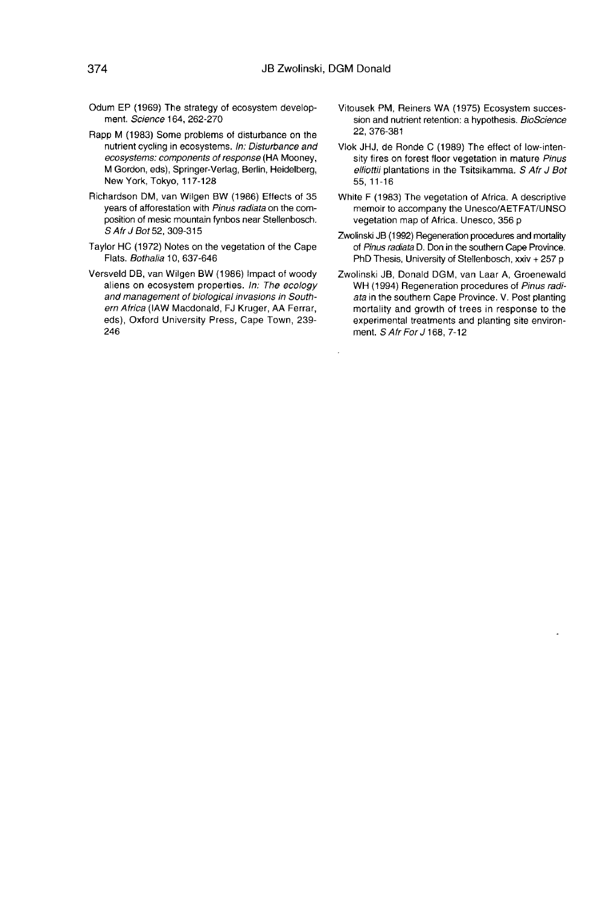Odum EP (1969) The strategy of ecosystem development. *Science* 164, 262-270

Rapp M (1983) Some problems of disturbance on the nutrient cycling in ecosystems. *In: Disturbance and ecosystems: components of response* (HA Mooney, M Gordon, eds), Springer-Verlag, Berlin, Heidelberg, New York, Tokyo, 117-128

Richardson DM, van Wilgen BW (1986) Effects of 35 years of afforestation with *Pinus radiata* on the composition of mesic mountain fynbos near Stellenbosch. *S Afr J Bot* 52, 309-315

Taylor HC (1972) Notes on the vegetation of the Cape Flats. *Bothalia* 10, 637-646

Versveld DB, van Wilgen BW (1986) Impact of woody aliens on ecosystem properties. *In: The ecology and management of biological invasions in Southern Africa* (IAW Macdonald, FJ Kruger, AA Ferrar, eds), Oxford University Press, Cape Town, 239-246

Vitousek PM, Reiners WA (1975) Ecosystem succession and nutrient retention: a hypothesis. *BioScience* 22, 376-381

Vlok JHJ, de Ronde C (1989) The effect of low-intensity fires on forest floor vegetation in mature *Pinus elliottii* plantations in the Tsitsikamma. *S Afr J Bot* 55, 11-16

White F (1983) The vegetation of Africa. A descriptive memoir to accompany the Unesco/AETFAT/UNSO vegetation map of Africa. Unesco, 356 p

Zwolinski JB (1992) Regeneration procedures and mortality of *Pinus radiata* D. Don in the southern Cape Province. PhD Thesis, University of Stellenbosch, xxiv + 257 p

Zwolinski JB, Donald DGM, van Laar A, Groenewald WH (1994) Regeneration procedures of *Pinus radiata* in the southern Cape Province. V. Post planting mortality and growth of trees in response to the experimental treatments and planting site environment. *S Afr For J* 168, 7-12